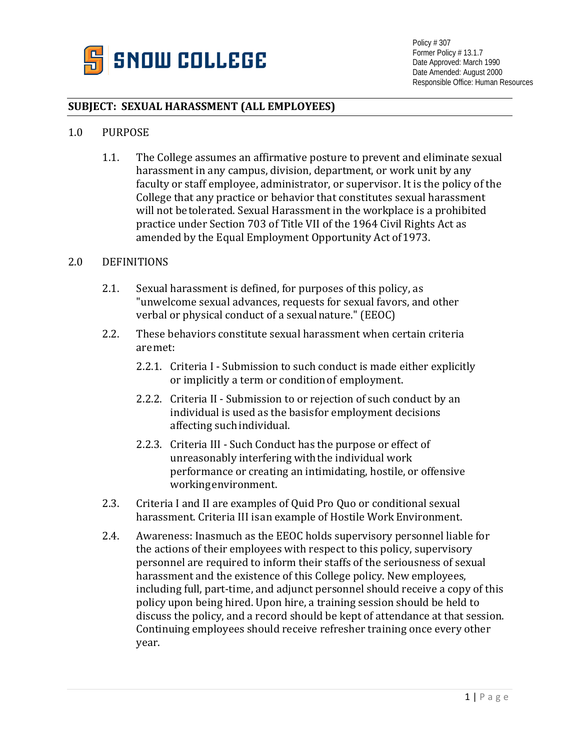SNOW COLLEGE

Policy # 307
Former Policy # 13.1.7
Date Approved: March 1990
Date Amended: August 2000
Responsible Office: Human Resources

**SUBJECT: SEXUAL HARASSMENT (ALL EMPLOYEES)**

## 1.0 PURPOSE

1.1. The College assumes an affirmative posture to prevent and eliminate sexual harassment in any campus, division, department, or work unit by any faculty or staff employee, administrator, or supervisor. It is the policy of the College that any practice or behavior that constitutes sexual harassment will not be tolerated. Sexual Harassment in the workplace is a prohibited practice under Section 703 of Title VII of the 1964 Civil Rights Act as amended by the Equal Employment Opportunity Act of 1973.

## 2.0 DEFINITIONS

2.1. Sexual harassment is defined, for purposes of this policy, as "unwelcome sexual advances, requests for sexual favors, and other verbal or physical conduct of a sexual nature." (EEOC)

2.2. These behaviors constitute sexual harassment when certain criteria are met:

2.2.1. Criteria I - Submission to such conduct is made either explicitly or implicitly a term or condition of employment.

2.2.2. Criteria II - Submission to or rejection of such conduct by an individual is used as the basis for employment decisions affecting such individual.

2.2.3. Criteria III - Such Conduct has the purpose or effect of unreasonably interfering with the individual work performance or creating an intimidating, hostile, or offensive working environment.

2.3. Criteria I and II are examples of Quid Pro Quo or conditional sexual harassment. Criteria III is an example of Hostile Work Environment.

2.4. Awareness: Inasmuch as the EEOC holds supervisory personnel liable for the actions of their employees with respect to this policy, supervisory personnel are required to inform their staffs of the seriousness of sexual harassment and the existence of this College policy. New employees, including full, part-time, and adjunct personnel should receive a copy of this policy upon being hired. Upon hire, a training session should be held to discuss the policy, and a record should be kept of attendance at that session. Continuing employees should receive refresher training once every other year.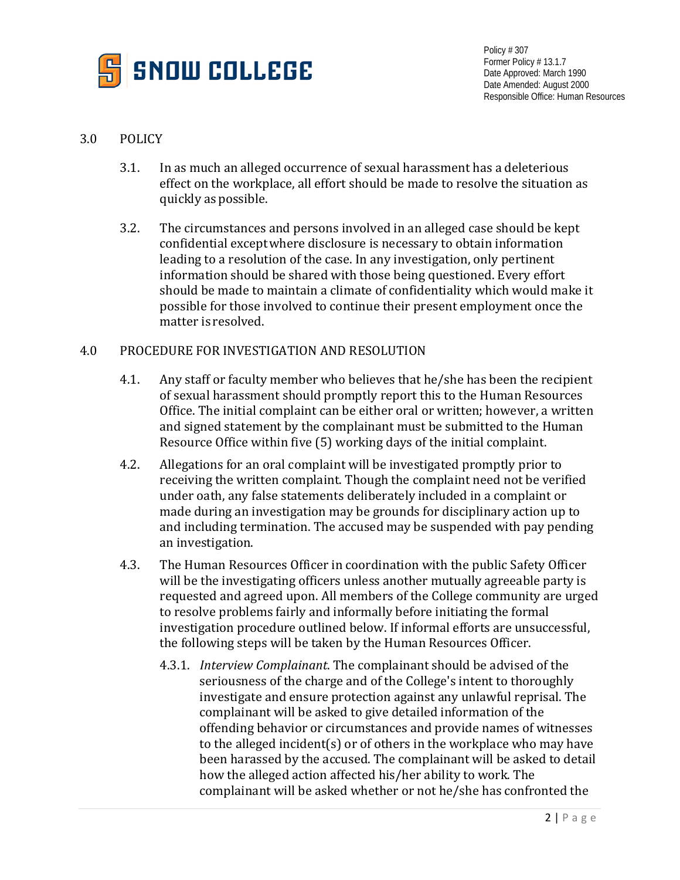## 3.0 POLICY

3.1. In as much an alleged occurrence of sexual harassment has a deleterious effect on the workplace, all effort should be made to resolve the situation as quickly as possible.

3.2. The circumstances and persons involved in an alleged case should be kept confidential except where disclosure is necessary to obtain information leading to a resolution of the case. In any investigation, only pertinent information should be shared with those being questioned. Every effort should be made to maintain a climate of confidentiality which would make it possible for those involved to continue their present employment once the matter is resolved.

## 4.0 PROCEDURE FOR INVESTIGATION AND RESOLUTION

4.1. Any staff or faculty member who believes that he/she has been the recipient of sexual harassment should promptly report this to the Human Resources Office. The initial complaint can be either oral or written; however, a written and signed statement by the complainant must be submitted to the Human Resource Office within five (5) working days of the initial complaint.

4.2. Allegations for an oral complaint will be investigated promptly prior to receiving the written complaint. Though the complaint need not be verified under oath, any false statements deliberately included in a complaint or made during an investigation may be grounds for disciplinary action up to and including termination. The accused may be suspended with pay pending an investigation.

4.3. The Human Resources Officer in coordination with the public Safety Officer will be the investigating officers unless another mutually agreeable party is requested and agreed upon. All members of the College community are urged to resolve problems fairly and informally before initiating the formal investigation procedure outlined below. If informal efforts are unsuccessful, the following steps will be taken by the Human Resources Officer.

4.3.1. *Interview Complainant*. The complainant should be advised of the seriousness of the charge and of the College's intent to thoroughly investigate and ensure protection against any unlawful reprisal. The complainant will be asked to give detailed information of the offending behavior or circumstances and provide names of witnesses to the alleged incident(s) or of others in the workplace who may have been harassed by the accused. The complainant will be asked to detail how the alleged action affected his/her ability to work. The complainant will be asked whether or not he/she has confronted the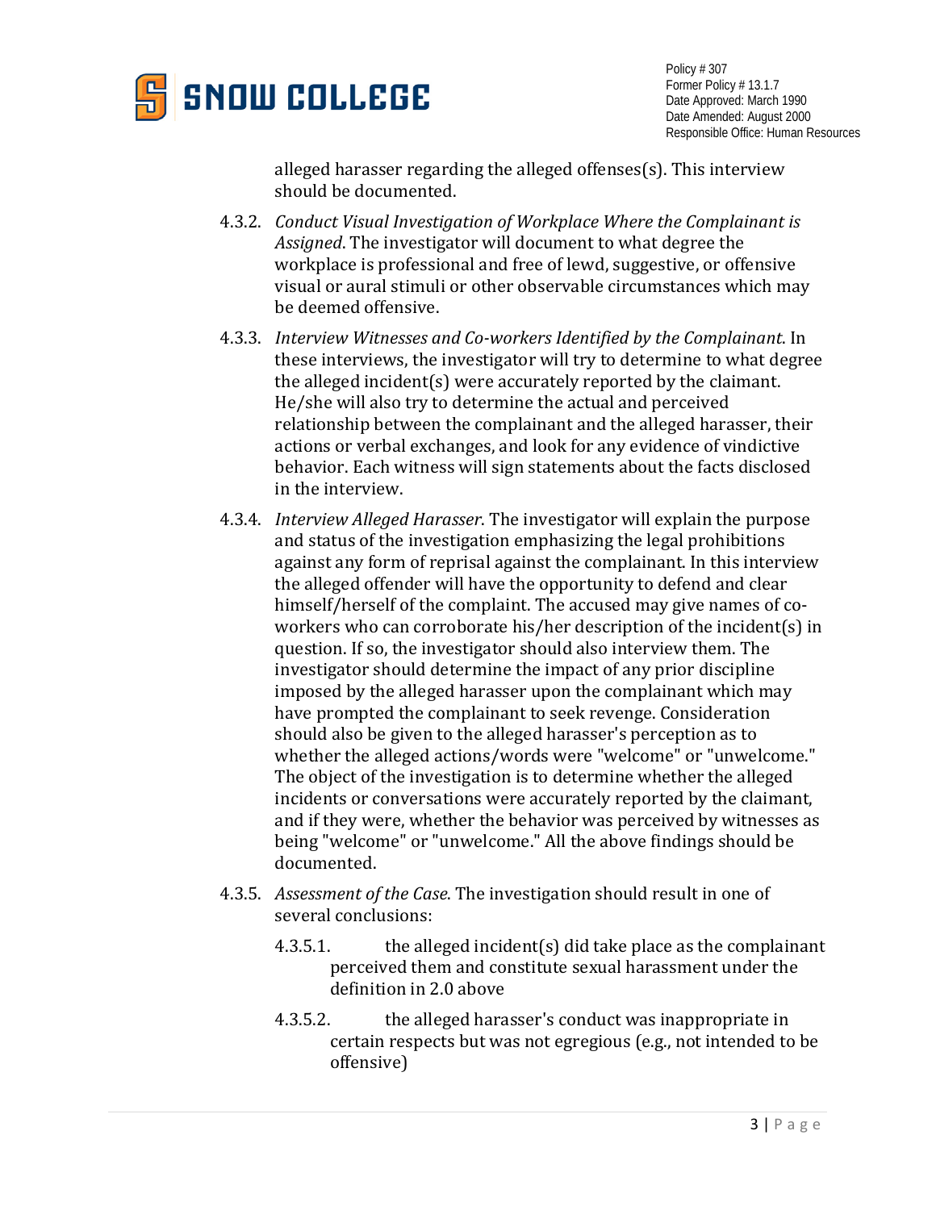alleged harasser regarding the alleged offenses(s). This interview should be documented.

4.3.2. *Conduct Visual Investigation of Workplace Where the Complainant is Assigned*. The investigator will document to what degree the workplace is professional and free of lewd, suggestive, or offensive visual or aural stimuli or other observable circumstances which may be deemed offensive.

4.3.3. *Interview Witnesses and Co-workers Identified by the Complainant*. In these interviews, the investigator will try to determine to what degree the alleged incident(s) were accurately reported by the claimant. He/she will also try to determine the actual and perceived relationship between the complainant and the alleged harasser, their actions or verbal exchanges, and look for any evidence of vindictive behavior. Each witness will sign statements about the facts disclosed in the interview.

4.3.4. *Interview Alleged Harasser*. The investigator will explain the purpose and status of the investigation emphasizing the legal prohibitions against any form of reprisal against the complainant. In this interview the alleged offender will have the opportunity to defend and clear himself/herself of the complaint. The accused may give names of co-workers who can corroborate his/her description of the incident(s) in question. If so, the investigator should also interview them. The investigator should determine the impact of any prior discipline imposed by the alleged harasser upon the complainant which may have prompted the complainant to seek revenge. Consideration should also be given to the alleged harasser's perception as to whether the alleged actions/words were "welcome" or "unwelcome." The object of the investigation is to determine whether the alleged incidents or conversations were accurately reported by the claimant, and if they were, whether the behavior was perceived by witnesses as being "welcome" or "unwelcome." All the above findings should be documented.

4.3.5. *Assessment of the Case*. The investigation should result in one of several conclusions:

4.3.5.1. the alleged incident(s) did take place as the complainant perceived them and constitute sexual harassment under the definition in 2.0 above

4.3.5.2. the alleged harasser's conduct was inappropriate in certain respects but was not egregious (e.g., not intended to be offensive)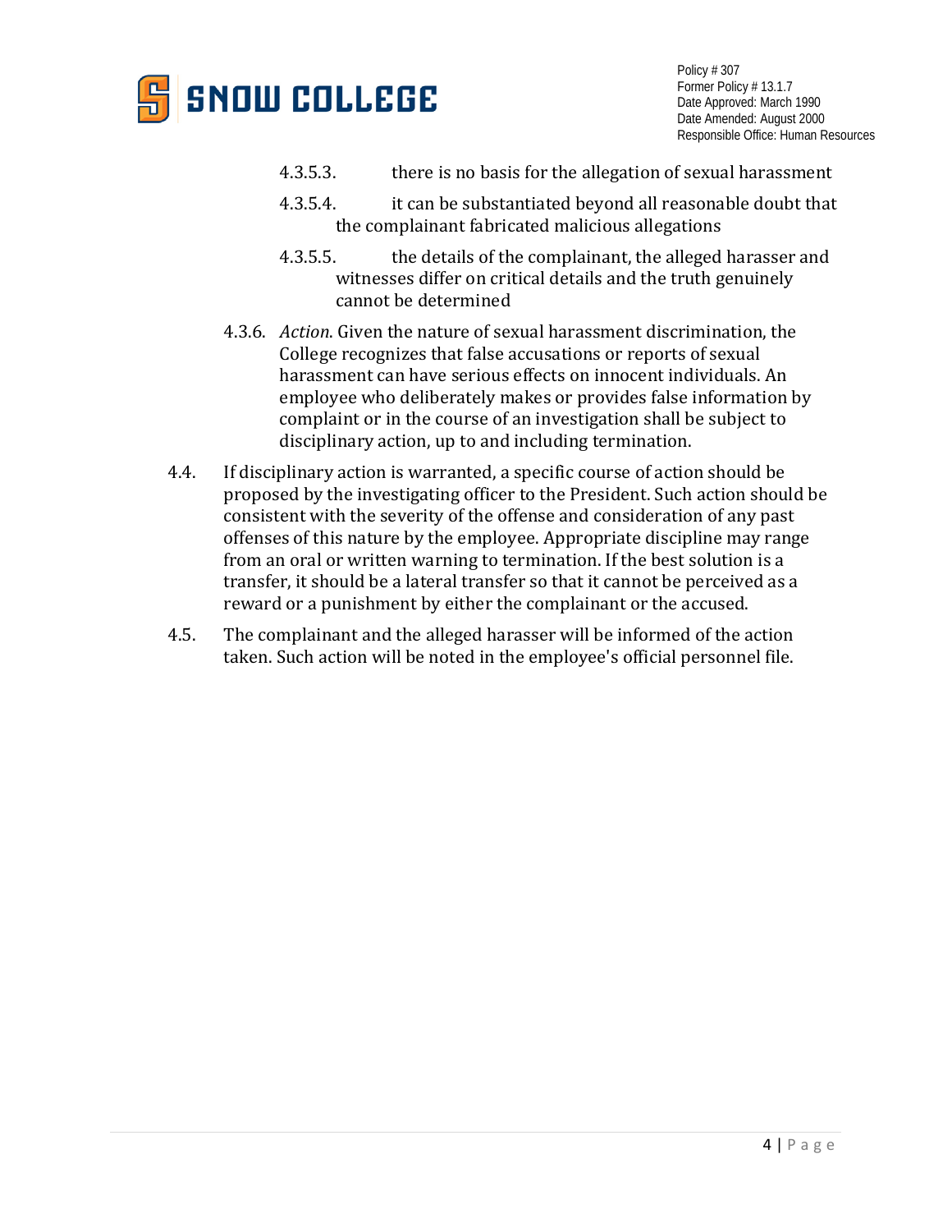4.3.5.3. there is no basis for the allegation of sexual harassment

4.3.5.4. it can be substantiated beyond all reasonable doubt that the complainant fabricated malicious allegations

4.3.5.5. the details of the complainant, the alleged harasser and witnesses differ on critical details and the truth genuinely cannot be determined

4.3.6. *Action*. Given the nature of sexual harassment discrimination, the College recognizes that false accusations or reports of sexual harassment can have serious effects on innocent individuals. An employee who deliberately makes or provides false information by complaint or in the course of an investigation shall be subject to disciplinary action, up to and including termination.

4.4. If disciplinary action is warranted, a specific course of action should be proposed by the investigating officer to the President. Such action should be consistent with the severity of the offense and consideration of any past offenses of this nature by the employee. Appropriate discipline may range from an oral or written warning to termination. If the best solution is a transfer, it should be a lateral transfer so that it cannot be perceived as a reward or a punishment by either the complainant or the accused.

4.5. The complainant and the alleged harasser will be informed of the action taken. Such action will be noted in the employee's official personnel file.